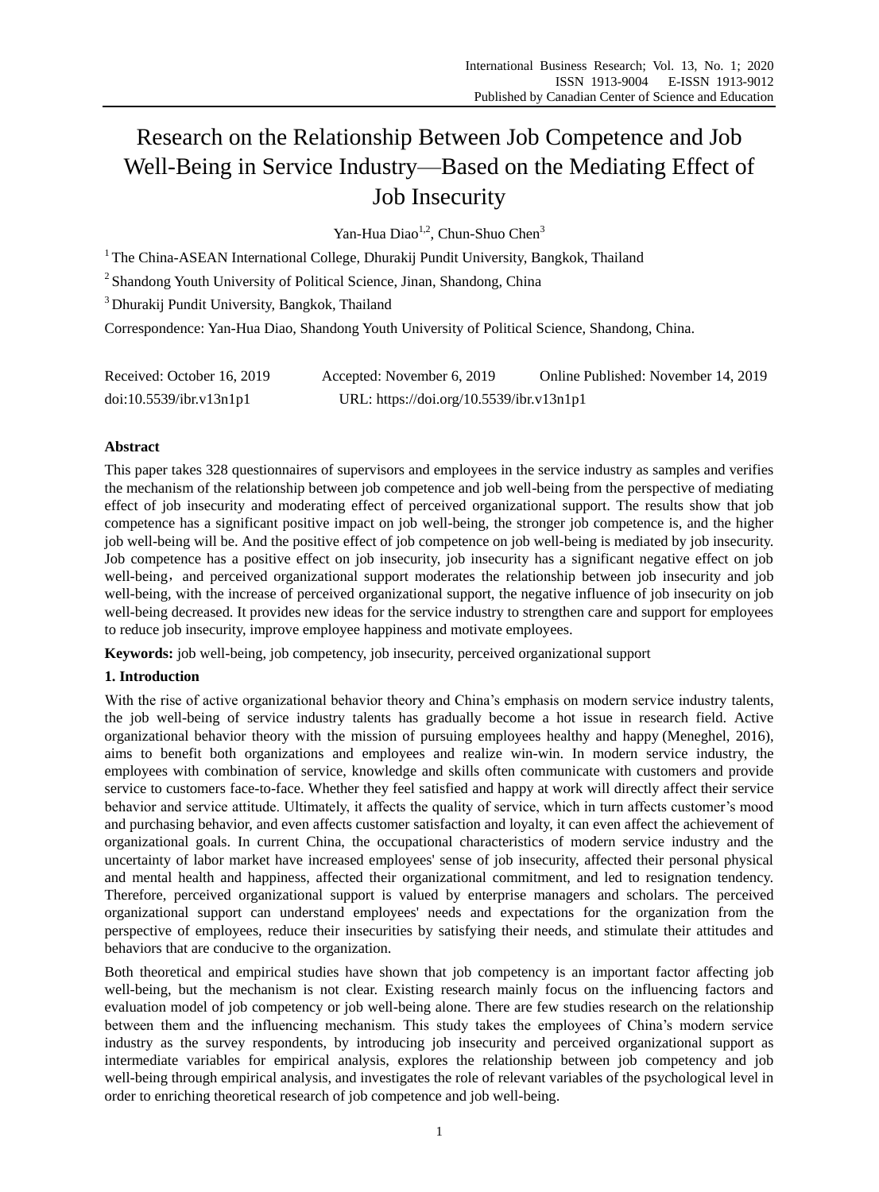# Research on the Relationship Between Job Competence and Job Well-Being in Service Industry—Based on the Mediating Effect of Job Insecurity

Yan-Hua Diao[1,2], Chun-Shuo Chen[3]

[1] The China-ASEAN International College, Dhurakij Pundit University, Bangkok, Thailand

[2] Shandong Youth University of Political Science, Jinan, Shandong, China

[3] Dhurakij Pundit University, Bangkok, Thailand

Correspondence: Yan-Hua Diao, Shandong Youth University of Political Science, Shandong, China.

Received: October 16, 2019 Accepted: November 6, 2019 Online Published: November 14, 2019

doi:10.5539/ibr.v13n1p1 URL: https://doi.org/10.5539/ibr.v13n1p1

## Abstract

This paper takes 328 questionnaires of supervisors and employees in the service industry as samples and verifies the mechanism of the relationship between job competence and job well-being from the perspective of mediating effect of job insecurity and moderating effect of perceived organizational support. The results show that job competence has a significant positive impact on job well-being, the stronger job competence is, and the higher job well-being will be. And the positive effect of job competence on job well-being is mediated by job insecurity. Job competence has a positive effect on job insecurity, job insecurity has a significant negative effect on job well-being，and perceived organizational support moderates the relationship between job insecurity and job well-being, with the increase of perceived organizational support, the negative influence of job insecurity on job well-being decreased. It provides new ideas for the service industry to strengthen care and support for employees to reduce job insecurity, improve employee happiness and motivate employees.

**Keywords:** job well-being, job competency, job insecurity, perceived organizational support

## 1. Introduction

With the rise of active organizational behavior theory and China's emphasis on modern service industry talents, the job well-being of service industry talents has gradually become a hot issue in research field. Active organizational behavior theory with the mission of pursuing employees healthy and happy (Meneghel, 2016), aims to benefit both organizations and employees and realize win-win. In modern service industry, the employees with combination of service, knowledge and skills often communicate with customers and provide service to customers face-to-face. Whether they feel satisfied and happy at work will directly affect their service behavior and service attitude. Ultimately, it affects the quality of service, which in turn affects customer's mood and purchasing behavior, and even affects customer satisfaction and loyalty, it can even affect the achievement of organizational goals. In current China, the occupational characteristics of modern service industry and the uncertainty of labor market have increased employees' sense of job insecurity, affected their personal physical and mental health and happiness, affected their organizational commitment, and led to resignation tendency. Therefore, perceived organizational support is valued by enterprise managers and scholars. The perceived organizational support can understand employees' needs and expectations for the organization from the perspective of employees, reduce their insecurities by satisfying their needs, and stimulate their attitudes and behaviors that are conducive to the organization.

Both theoretical and empirical studies have shown that job competency is an important factor affecting job well-being, but the mechanism is not clear. Existing research mainly focus on the influencing factors and evaluation model of job competency or job well-being alone. There are few studies research on the relationship between them and the influencing mechanism. This study takes the employees of China's modern service industry as the survey respondents, by introducing job insecurity and perceived organizational support as intermediate variables for empirical analysis, explores the relationship between job competency and job well-being through empirical analysis, and investigates the role of relevant variables of the psychological level in order to enriching theoretical research of job competence and job well-being.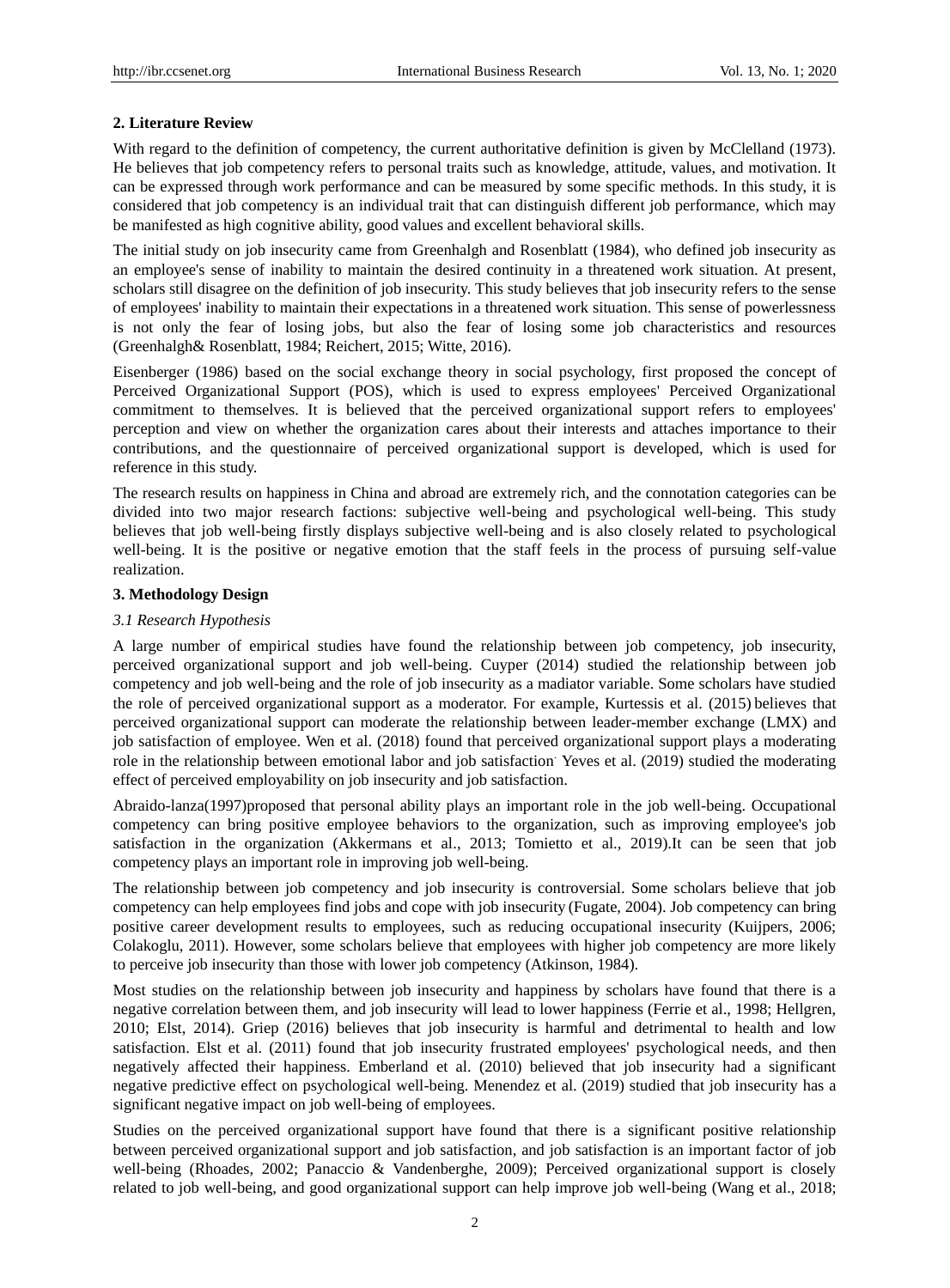## 2. Literature Review

With regard to the definition of competency, the current authoritative definition is given by McClelland (1973). He believes that job competency refers to personal traits such as knowledge, attitude, values, and motivation. It can be expressed through work performance and can be measured by some specific methods. In this study, it is considered that job competency is an individual trait that can distinguish different job performance, which may be manifested as high cognitive ability, good values and excellent behavioral skills.

The initial study on job insecurity came from Greenhalgh and Rosenblatt (1984), who defined job insecurity as an employee's sense of inability to maintain the desired continuity in a threatened work situation. At present, scholars still disagree on the definition of job insecurity. This study believes that job insecurity refers to the sense of employees' inability to maintain their expectations in a threatened work situation. This sense of powerlessness is not only the fear of losing jobs, but also the fear of losing some job characteristics and resources (Greenhalgh& Rosenblatt, 1984; Reichert, 2015; Witte, 2016).

Eisenberger (1986) based on the social exchange theory in social psychology, first proposed the concept of Perceived Organizational Support (POS), which is used to express employees' Perceived Organizational commitment to themselves. It is believed that the perceived organizational support refers to employees' perception and view on whether the organization cares about their interests and attaches importance to their contributions, and the questionnaire of perceived organizational support is developed, which is used for reference in this study.

The research results on happiness in China and abroad are extremely rich, and the connotation categories can be divided into two major research factions: subjective well-being and psychological well-being. This study believes that job well-being firstly displays subjective well-being and is also closely related to psychological well-being. It is the positive or negative emotion that the staff feels in the process of pursuing self-value realization.

## 3. Methodology Design

### *3.1 Research Hypothesis*

A large number of empirical studies have found the relationship between job competency, job insecurity, perceived organizational support and job well-being. Cuyper (2014) studied the relationship between job competency and job well-being and the role of job insecurity as a madiator variable. Some scholars have studied the role of perceived organizational support as a moderator. For example, Kurtessis et al. (2015) believes that perceived organizational support can moderate the relationship between leader-member exchange (LMX) and job satisfaction of employee. Wen et al. (2018) found that perceived organizational support plays a moderating role in the relationship between emotional labor and job satisfaction. Yeves et al. (2019) studied the moderating effect of perceived employability on job insecurity and job satisfaction.

Abraido-lanza(1997)proposed that personal ability plays an important role in the job well-being. Occupational competency can bring positive employee behaviors to the organization, such as improving employee's job satisfaction in the organization (Akkermans et al., 2013; Tomietto et al., 2019).It can be seen that job competency plays an important role in improving job well-being.

The relationship between job competency and job insecurity is controversial. Some scholars believe that job competency can help employees find jobs and cope with job insecurity (Fugate, 2004). Job competency can bring positive career development results to employees, such as reducing occupational insecurity (Kuijpers, 2006; Colakoglu, 2011). However, some scholars believe that employees with higher job competency are more likely to perceive job insecurity than those with lower job competency (Atkinson, 1984).

Most studies on the relationship between job insecurity and happiness by scholars have found that there is a negative correlation between them, and job insecurity will lead to lower happiness (Ferrie et al., 1998; Hellgren, 2010; Elst, 2014). Griep (2016) believes that job insecurity is harmful and detrimental to health and low satisfaction. Elst et al. (2011) found that job insecurity frustrated employees' psychological needs, and then negatively affected their happiness. Emberland et al. (2010) believed that job insecurity had a significant negative predictive effect on psychological well-being. Menendez et al. (2019) studied that job insecurity has a significant negative impact on job well-being of employees.

Studies on the perceived organizational support have found that there is a significant positive relationship between perceived organizational support and job satisfaction, and job satisfaction is an important factor of job well-being (Rhoades, 2002; Panaccio & Vandenberghe, 2009); Perceived organizational support is closely related to job well-being, and good organizational support can help improve job well-being (Wang et al., 2018;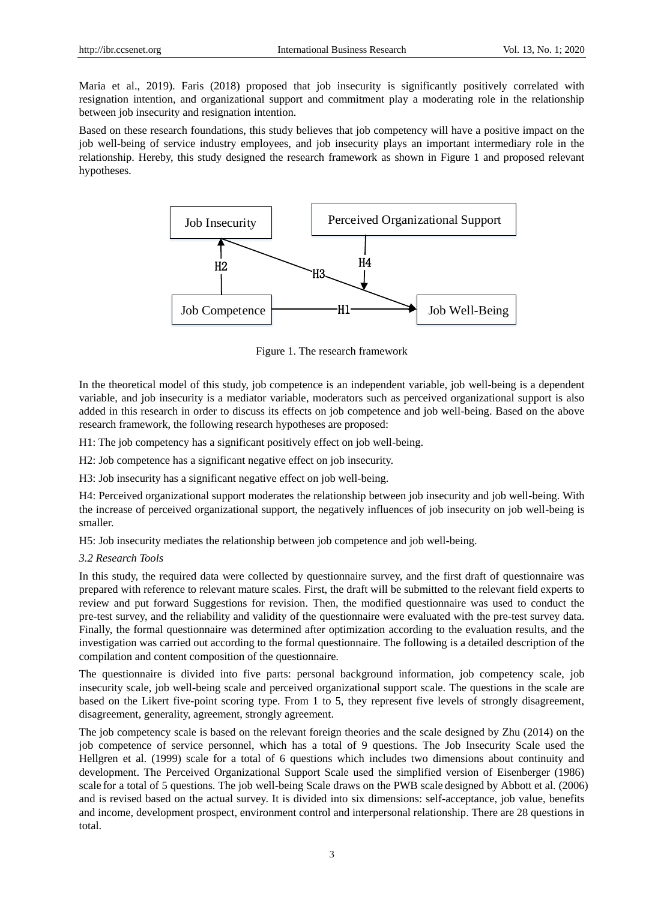Maria et al., 2019). Faris (2018) proposed that job insecurity is significantly positively correlated with resignation intention, and organizational support and commitment play a moderating role in the relationship between job insecurity and resignation intention.

Based on these research foundations, this study believes that job competency will have a positive impact on the job well-being of service industry employees, and job insecurity plays an important intermediary role in the relationship. Hereby, this study designed the research framework as shown in Figure 1 and proposed relevant hypotheses.

Figure 1. The research framework

In the theoretical model of this study, job competence is an independent variable, job well-being is a dependent variable, and job insecurity is a mediator variable, moderators such as perceived organizational support is also added in this research in order to discuss its effects on job competence and job well-being. Based on the above research framework, the following research hypotheses are proposed:

H1: The job competency has a significant positively effect on job well-being.

H2: Job competence has a significant negative effect on job insecurity.

H3: Job insecurity has a significant negative effect on job well-being.

H4: Perceived organizational support moderates the relationship between job insecurity and job well-being. With the increase of perceived organizational support, the negatively influences of job insecurity on job well-being is smaller.

H5: Job insecurity mediates the relationship between job competence and job well-being.

### *3.2 Research Tools*

In this study, the required data were collected by questionnaire survey, and the first draft of questionnaire was prepared with reference to relevant mature scales. First, the draft will be submitted to the relevant field experts to review and put forward Suggestions for revision. Then, the modified questionnaire was used to conduct the pre-test survey, and the reliability and validity of the questionnaire were evaluated with the pre-test survey data. Finally, the formal questionnaire was determined after optimization according to the evaluation results, and the investigation was carried out according to the formal questionnaire. The following is a detailed description of the compilation and content composition of the questionnaire.

The questionnaire is divided into five parts: personal background information, job competency scale, job insecurity scale, job well-being scale and perceived organizational support scale. The questions in the scale are based on the Likert five-point scoring type. From 1 to 5, they represent five levels of strongly disagreement, disagreement, generality, agreement, strongly agreement.

The job competency scale is based on the relevant foreign theories and the scale designed by Zhu (2014) on the job competence of service personnel, which has a total of 9 questions. The Job Insecurity Scale used the Hellgren et al. (1999) scale for a total of 6 questions which includes two dimensions about continuity and development. The Perceived Organizational Support Scale used the simplified version of Eisenberger (1986) scale for a total of 5 questions. The job well-being Scale draws on the PWB scale designed by Abbott et al. (2006) and is revised based on the actual survey. It is divided into six dimensions: self-acceptance, job value, benefits and income, development prospect, environment control and interpersonal relationship. There are 28 questions in total.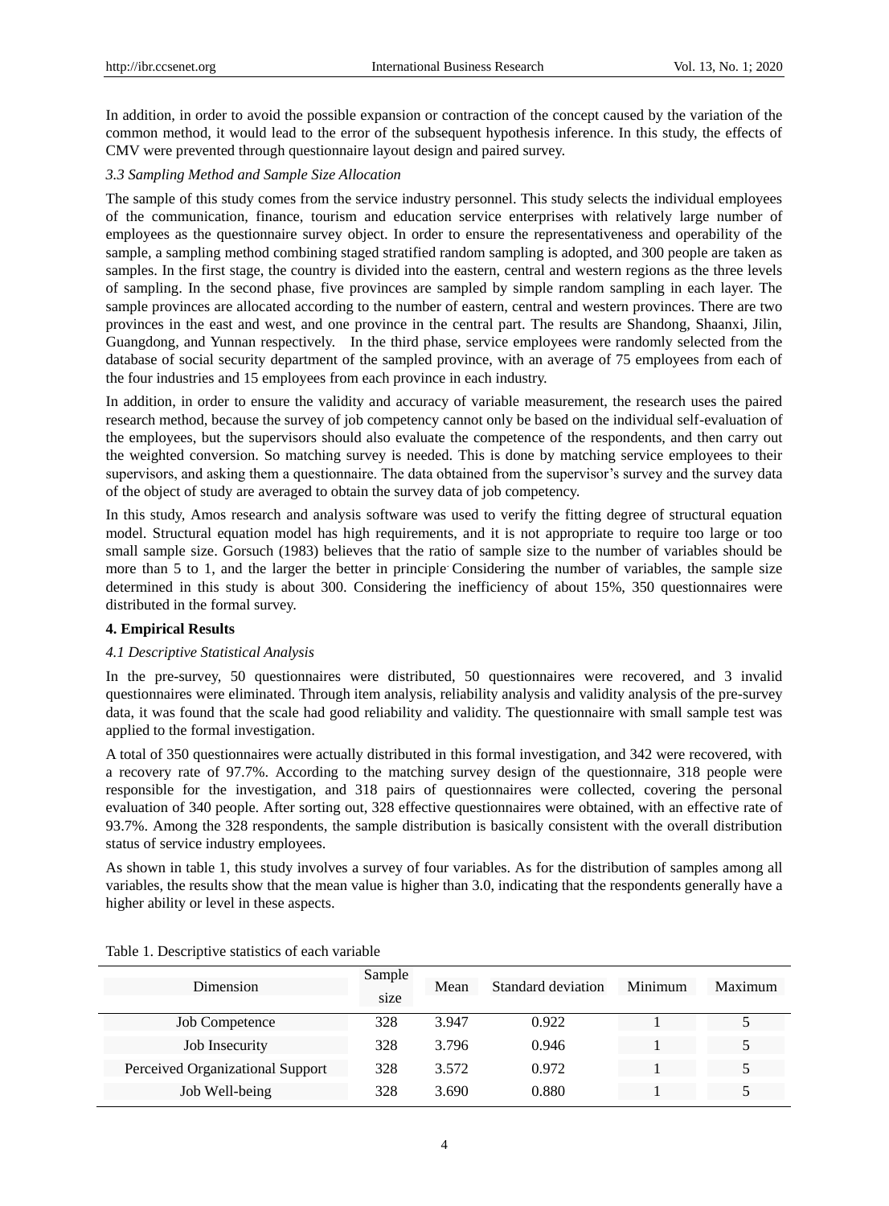In addition, in order to avoid the possible expansion or contraction of the concept caused by the variation of the common method, it would lead to the error of the subsequent hypothesis inference. In this study, the effects of CMV were prevented through questionnaire layout design and paired survey.

### *3.3 Sampling Method and Sample Size Allocation*

The sample of this study comes from the service industry personnel. This study selects the individual employees of the communication, finance, tourism and education service enterprises with relatively large number of employees as the questionnaire survey object. In order to ensure the representativeness and operability of the sample, a sampling method combining staged stratified random sampling is adopted, and 300 people are taken as samples. In the first stage, the country is divided into the eastern, central and western regions as the three levels of sampling. In the second phase, five provinces are sampled by simple random sampling in each layer. The sample provinces are allocated according to the number of eastern, central and western provinces. There are two provinces in the east and west, and one province in the central part. The results are Shandong, Shaanxi, Jilin, Guangdong, and Yunnan respectively. In the third phase, service employees were randomly selected from the database of social security department of the sampled province, with an average of 75 employees from each of the four industries and 15 employees from each province in each industry.

In addition, in order to ensure the validity and accuracy of variable measurement, the research uses the paired research method, because the survey of job competency cannot only be based on the individual self-evaluation of the employees, but the supervisors should also evaluate the competence of the respondents, and then carry out the weighted conversion. So matching survey is needed. This is done by matching service employees to their supervisors, and asking them a questionnaire. The data obtained from the supervisor's survey and the survey data of the object of study are averaged to obtain the survey data of job competency.

In this study, Amos research and analysis software was used to verify the fitting degree of structural equation model. Structural equation model has high requirements, and it is not appropriate to require too large or too small sample size. Gorsuch (1983) believes that the ratio of sample size to the number of variables should be more than 5 to 1, and the larger the better in principle. Considering the number of variables, the sample size determined in this study is about 300. Considering the inefficiency of about 15%, 350 questionnaires were distributed in the formal survey.

## 4. Empirical Results

### *4.1 Descriptive Statistical Analysis*

In the pre-survey, 50 questionnaires were distributed, 50 questionnaires were recovered, and 3 invalid questionnaires were eliminated. Through item analysis, reliability analysis and validity analysis of the pre-survey data, it was found that the scale had good reliability and validity. The questionnaire with small sample test was applied to the formal investigation.

A total of 350 questionnaires were actually distributed in this formal investigation, and 342 were recovered, with a recovery rate of 97.7%. According to the matching survey design of the questionnaire, 318 people were responsible for the investigation, and 318 pairs of questionnaires were collected, covering the personal evaluation of 340 people. After sorting out, 328 effective questionnaires were obtained, with an effective rate of 93.7%. Among the 328 respondents, the sample distribution is basically consistent with the overall distribution status of service industry employees.

As shown in table 1, this study involves a survey of four variables. As for the distribution of samples among all variables, the results show that the mean value is higher than 3.0, indicating that the respondents generally have a higher ability or level in these aspects.

Table 1. Descriptive statistics of each variable

| Dimension | Sample size | Mean | Standard deviation | Minimum | Maximum |
|---|---|---|---|---|---|
| Job Competence | 328 | 3.947 | 0.922 | 1 | 5 |
| Job Insecurity | 328 | 3.796 | 0.946 | 1 | 5 |
| Perceived Organizational Support | 328 | 3.572 | 0.972 | 1 | 5 |
| Job Well-being | 328 | 3.690 | 0.880 | 1 | 5 |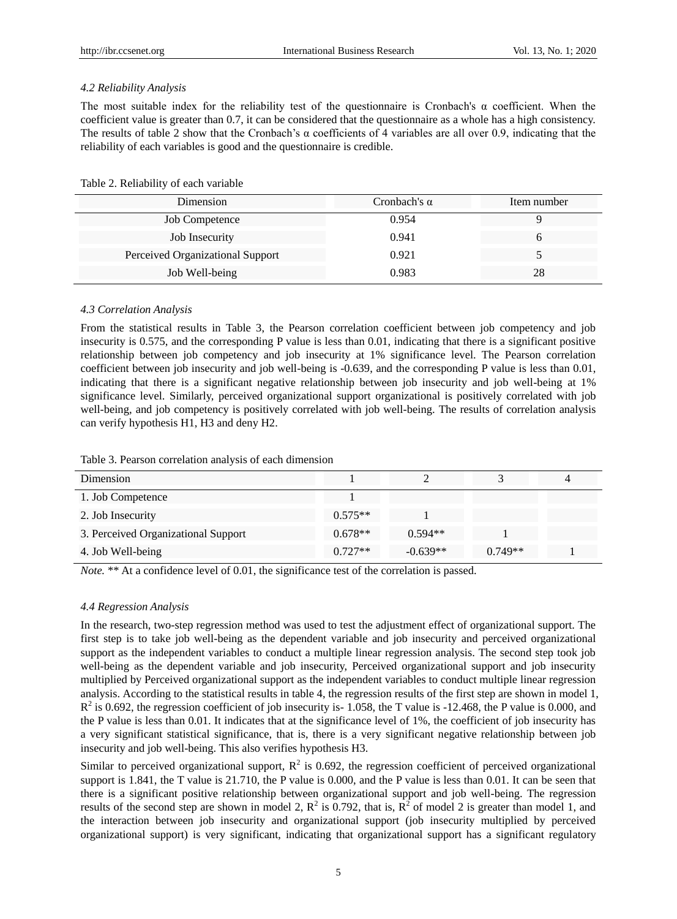### 4.2 Reliability Analysis

The most suitable index for the reliability test of the questionnaire is Cronbach's α coefficient. When the coefficient value is greater than 0.7, it can be considered that the questionnaire as a whole has a high consistency. The results of table 2 show that the Cronbach's α coefficients of 4 variables are all over 0.9, indicating that the reliability of each variables is good and the questionnaire is credible.

Table 2. Reliability of each variable

| Dimension | Cronbach's α | Item number |
|---|---|---|
| Job Competence | 0.954 | 9 |
| Job Insecurity | 0.941 | 6 |
| Perceived Organizational Support | 0.921 | 5 |
| Job Well-being | 0.983 | 28 |

### 4.3 Correlation Analysis

From the statistical results in Table 3, the Pearson correlation coefficient between job competency and job insecurity is 0.575, and the corresponding P value is less than 0.01, indicating that there is a significant positive relationship between job competency and job insecurity at 1% significance level. The Pearson correlation coefficient between job insecurity and job well-being is -0.639, and the corresponding P value is less than 0.01, indicating that there is a significant negative relationship between job insecurity and job well-being at 1% significance level. Similarly, perceived organizational support organizational is positively correlated with job well-being, and job competency is positively correlated with job well-being. The results of correlation analysis can verify hypothesis H1, H3 and deny H2.

Table 3. Pearson correlation analysis of each dimension

| Dimension | 1 | 2 | 3 | 4 |
|---|---|---|---|---|
| 1. Job Competence | 1 | | | |
| 2. Job Insecurity | 0.575** | 1 | | |
| 3. Perceived Organizational Support | 0.678** | 0.594** | 1 | |
| 4. Job Well-being | 0.727** | -0.639** | 0.749** | 1 |

*Note.* ** At a confidence level of 0.01, the significance test of the correlation is passed.

### 4.4 Regression Analysis

In the research, two-step regression method was used to test the adjustment effect of organizational support. The first step is to take job well-being as the dependent variable and job insecurity and perceived organizational support as the independent variables to conduct a multiple linear regression analysis. The second step took job well-being as the dependent variable and job insecurity, Perceived organizational support and job insecurity multiplied by Perceived organizational support as the independent variables to conduct multiple linear regression analysis. According to the statistical results in table 4, the regression results of the first step are shown in model 1, $R^2$ is 0.692, the regression coefficient of job insecurity is- 1.058, the T value is -12.468, the P value is 0.000, and the P value is less than 0.01. It indicates that at the significance level of 1%, the coefficient of job insecurity has a very significant statistical significance, that is, there is a very significant negative relationship between job insecurity and job well-being. This also verifies hypothesis H3.

Similar to perceived organizational support, $R^2$ is 0.692, the regression coefficient of perceived organizational support is 1.841, the T value is 21.710, the P value is 0.000, and the P value is less than 0.01. It can be seen that there is a significant positive relationship between organizational support and job well-being. The regression results of the second step are shown in model 2, $R^2$ is 0.792, that is, $R^2$ of model 2 is greater than model 1, and the interaction between job insecurity and organizational support (job insecurity multiplied by perceived organizational support) is very significant, indicating that organizational support has a significant regulatory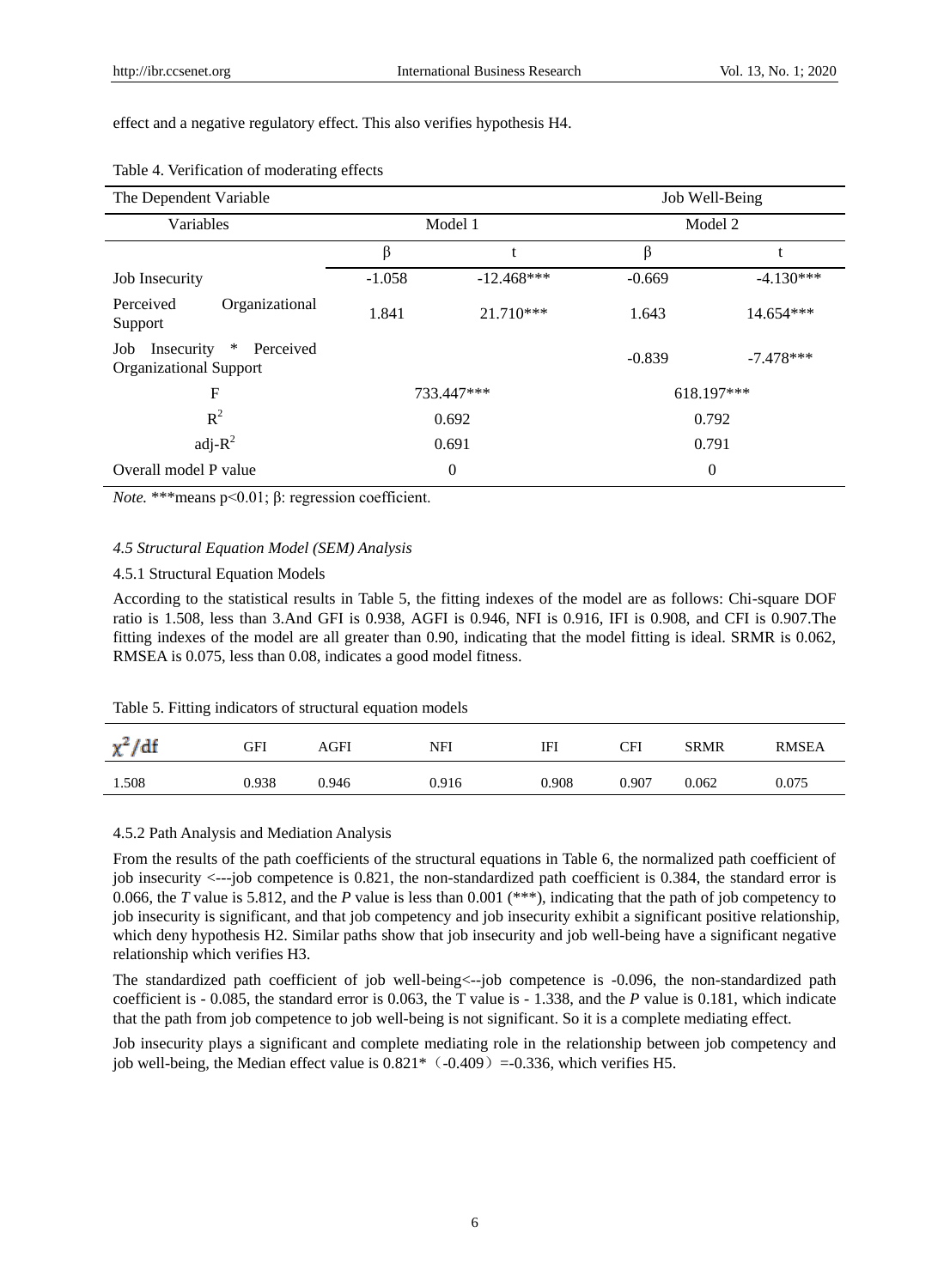effect and a negative regulatory effect. This also verifies hypothesis H4.

Table 4. Verification of moderating effects

| The Dependent Variable | | | Job Well-Being | |
|---|---|---|---|---|
| Variables | Model 1 | | Model 2 | |
| | β | t | β | t |
| Job Insecurity | -1.058 | -12.468*** | -0.669 | -4.130*** |
| Perceived Organizational Support | 1.841 | 21.710*** | 1.643 | 14.654*** |
| Job Insecurity * Perceived Organizational Support | | | -0.839 | -7.478*** |
| F | 733.447*** | | 618.197*** | |
| $R^2$ | 0.692 | | 0.792 | |
| adj-$R^2$ | 0.691 | | 0.791 | |
| Overall model P value | 0 | | 0 | |

*Note.* ***means p<0.01; β: regression coefficient.

### *4.5 Structural Equation Model (SEM) Analysis*

#### 4.5.1 Structural Equation Models

According to the statistical results in Table 5, the fitting indexes of the model are as follows: Chi-square DOF ratio is 1.508, less than 3.And GFI is 0.938, AGFI is 0.946, NFI is 0.916, IFI is 0.908, and CFI is 0.907.The fitting indexes of the model are all greater than 0.90, indicating that the model fitting is ideal. SRMR is 0.062, RMSEA is 0.075, less than 0.08, indicates a good model fitness.

Table 5. Fitting indicators of structural equation models

| $\chi^2/df$ | GFI | AGFI | NFI | IFI | CFI | SRMR | RMSEA |
|---|---|---|---|---|---|---|---|
| 1.508 | 0.938 | 0.946 | 0.916 | 0.908 | 0.907 | 0.062 | 0.075 |

#### 4.5.2 Path Analysis and Mediation Analysis

From the results of the path coefficients of the structural equations in Table 6, the normalized path coefficient of job insecurity <---job competence is 0.821, the non-standardized path coefficient is 0.384, the standard error is 0.066, the *T* value is 5.812, and the *P* value is less than 0.001 (***), indicating that the path of job competency to job insecurity is significant, and that job competency and job insecurity exhibit a significant positive relationship, which deny hypothesis H2. Similar paths show that job insecurity and job well-being have a significant negative relationship which verifies H3.

The standardized path coefficient of job well-being<--job competence is -0.096, the non-standardized path coefficient is - 0.085, the standard error is 0.063, the T value is - 1.338, and the *P* value is 0.181, which indicate that the path from job competence to job well-being is not significant. So it is a complete mediating effect.

Job insecurity plays a significant and complete mediating role in the relationship between job competency and job well-being, the Median effect value is 0.821*（-0.409）=-0.336, which verifies H5.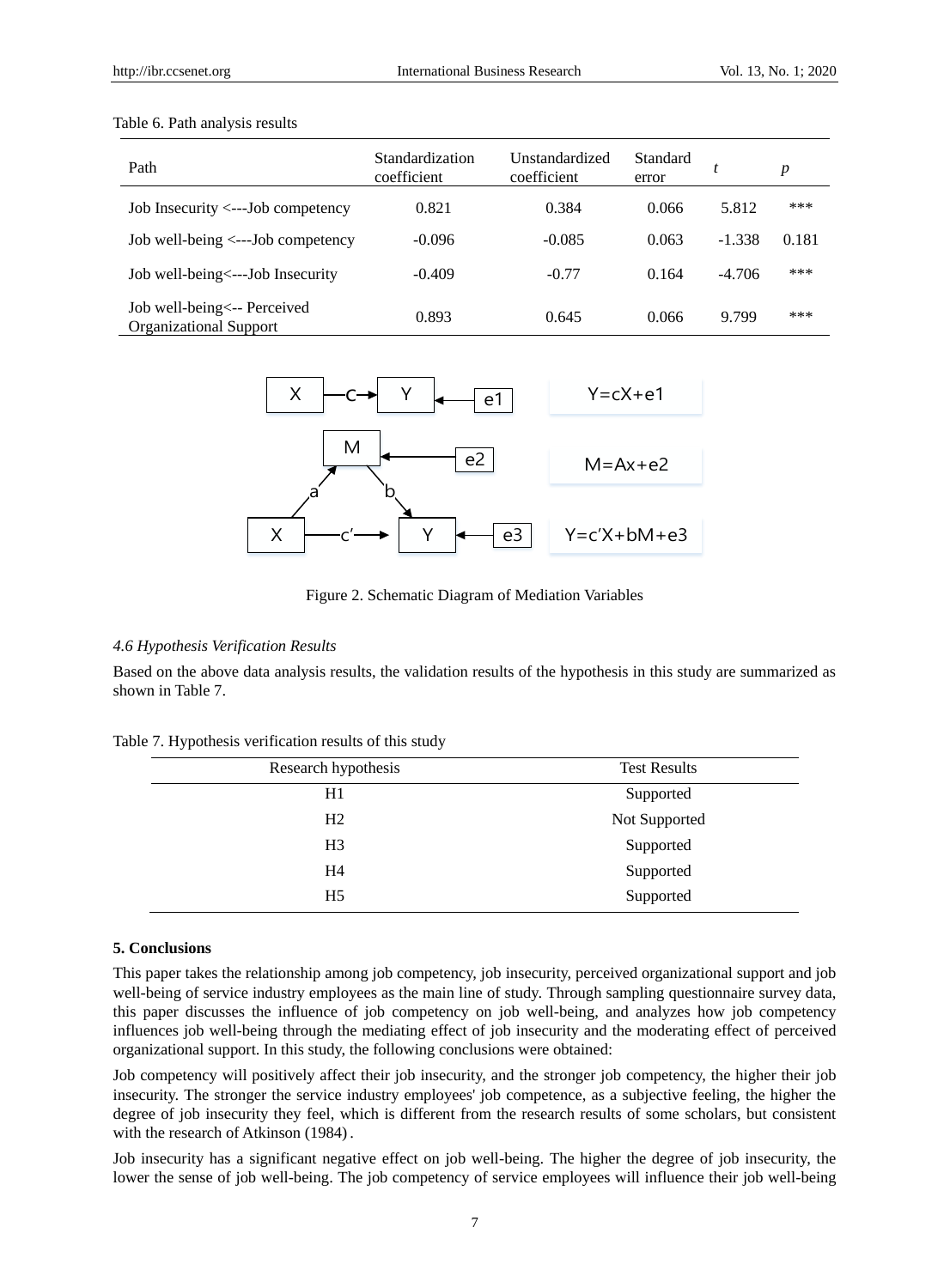Table 6. Path analysis results

| Path | Standardization coefficient | Unstandardized coefficient | Standard error | *t* | *p* |
|---|---|---|---|---|---|
| Job Insecurity <---Job competency | 0.821 | 0.384 | 0.066 | 5.812 | *** |
| Job well-being <---Job competency | -0.096 | -0.085 | 0.063 | -1.338 | 0.181 |
| Job well-being<---Job Insecurity | -0.409 | -0.77 | 0.164 | -4.706 | *** |
| Job well-being<-- Perceived Organizational Support | 0.893 | 0.645 | 0.066 | 9.799 | *** |

$$Y=cX+e1$$

$$M=Ax+e2$$

$$Y=c'X+bM+e3$$

Figure 2. Schematic Diagram of Mediation Variables

### *4.6 Hypothesis Verification Results*

Based on the above data analysis results, the validation results of the hypothesis in this study are summarized as shown in Table 7.

Table 7. Hypothesis verification results of this study

| Research hypothesis | Test Results |
|---|---|
| H1 | Supported |
| H2 | Not Supported |
| H3 | Supported |
| H4 | Supported |
| H5 | Supported |

## 5. Conclusions

This paper takes the relationship among job competency, job insecurity, perceived organizational support and job well-being of service industry employees as the main line of study. Through sampling questionnaire survey data, this paper discusses the influence of job competency on job well-being, and analyzes how job competency influences job well-being through the mediating effect of job insecurity and the moderating effect of perceived organizational support. In this study, the following conclusions were obtained:

Job competency will positively affect their job insecurity, and the stronger job competency, the higher their job insecurity. The stronger the service industry employees' job competence, as a subjective feeling, the higher the degree of job insecurity they feel, which is different from the research results of some scholars, but consistent with the research of Atkinson (1984).

Job insecurity has a significant negative effect on job well-being. The higher the degree of job insecurity, the lower the sense of job well-being. The job competency of service employees will influence their job well-being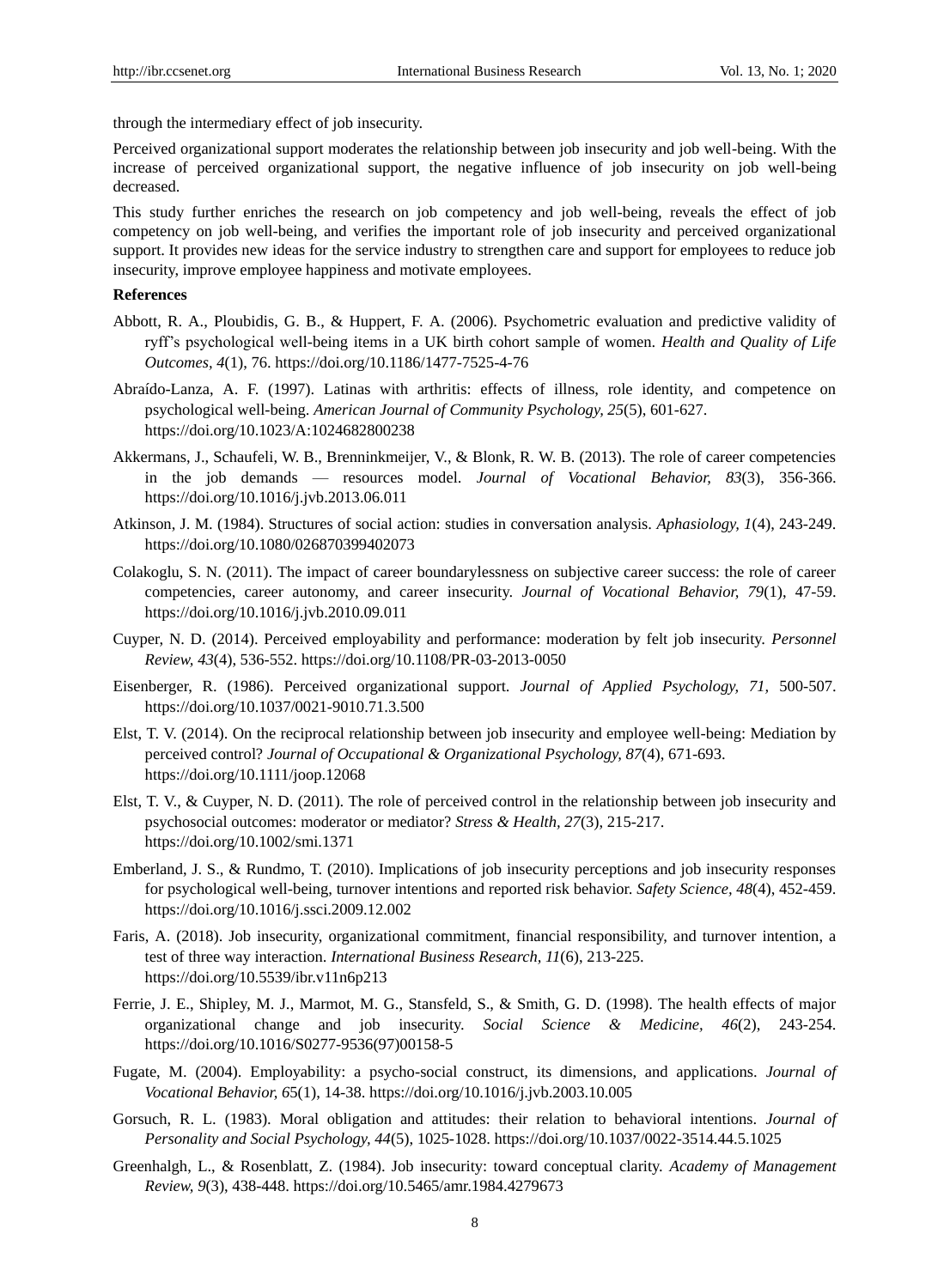through the intermediary effect of job insecurity.

Perceived organizational support moderates the relationship between job insecurity and job well-being. With the increase of perceived organizational support, the negative influence of job insecurity on job well-being decreased.

This study further enriches the research on job competency and job well-being, reveals the effect of job competency on job well-being, and verifies the important role of job insecurity and perceived organizational support. It provides new ideas for the service industry to strengthen care and support for employees to reduce job insecurity, improve employee happiness and motivate employees.

**References**

Abbott, R. A., Ploubidis, G. B., & Huppert, F. A. (2006). Psychometric evaluation and predictive validity of ryff's psychological well-being items in a UK birth cohort sample of women. *Health and Quality of Life Outcomes, 4*(1), 76. https://doi.org/10.1186/1477-7525-4-76

Abraído-Lanza, A. F. (1997). Latinas with arthritis: effects of illness, role identity, and competence on psychological well-being. *American Journal of Community Psychology, 25*(5), 601-627. https://doi.org/10.1023/A:1024682800238

Akkermans, J., Schaufeli, W. B., Brenninkmeijer, V., & Blonk, R. W. B. (2013). The role of career competencies in the job demands — resources model. *Journal of Vocational Behavior, 83*(3), 356-366. https://doi.org/10.1016/j.jvb.2013.06.011

Atkinson, J. M. (1984). Structures of social action: studies in conversation analysis. *Aphasiology, 1*(4), 243-249. https://doi.org/10.1080/026870399402073

Colakoglu, S. N. (2011). The impact of career boundarylessness on subjective career success: the role of career competencies, career autonomy, and career insecurity. *Journal of Vocational Behavior, 79*(1), 47-59. https://doi.org/10.1016/j.jvb.2010.09.011

Cuyper, N. D. (2014). Perceived employability and performance: moderation by felt job insecurity. *Personnel Review, 43*(4), 536-552. https://doi.org/10.1108/PR-03-2013-0050

Eisenberger, R. (1986). Perceived organizational support. *Journal of Applied Psychology, 71*, 500-507. https://doi.org/10.1037/0021-9010.71.3.500

Elst, T. V. (2014). On the reciprocal relationship between job insecurity and employee well-being: Mediation by perceived control? *Journal of Occupational & Organizational Psychology, 87*(4), 671-693. https://doi.org/10.1111/joop.12068

Elst, T. V., & Cuyper, N. D. (2011). The role of perceived control in the relationship between job insecurity and psychosocial outcomes: moderator or mediator? *Stress & Health, 27*(3), 215-217. https://doi.org/10.1002/smi.1371

Emberland, J. S., & Rundmo, T. (2010). Implications of job insecurity perceptions and job insecurity responses for psychological well-being, turnover intentions and reported risk behavior. *Safety Science, 48*(4), 452-459. https://doi.org/10.1016/j.ssci.2009.12.002

Faris, A. (2018). Job insecurity, organizational commitment, financial responsibility, and turnover intention, a test of three way interaction. *International Business Research, 11*(6), 213-225. https://doi.org/10.5539/ibr.v11n6p213

Ferrie, J. E., Shipley, M. J., Marmot, M. G., Stansfeld, S., & Smith, G. D. (1998). The health effects of major organizational change and job insecurity. *Social Science & Medicine, 46*(2), 243-254. https://doi.org/10.1016/S0277-9536(97)00158-5

Fugate, M. (2004). Employability: a psycho-social construct, its dimensions, and applications. *Journal of Vocational Behavior, 65*(1), 14-38. https://doi.org/10.1016/j.jvb.2003.10.005

Gorsuch, R. L. (1983). Moral obligation and attitudes: their relation to behavioral intentions. *Journal of Personality and Social Psychology, 44*(5), 1025-1028. https://doi.org/10.1037/0022-3514.44.5.1025

Greenhalgh, L., & Rosenblatt, Z. (1984). Job insecurity: toward conceptual clarity. *Academy of Management Review, 9*(3), 438-448. https://doi.org/10.5465/amr.1984.4279673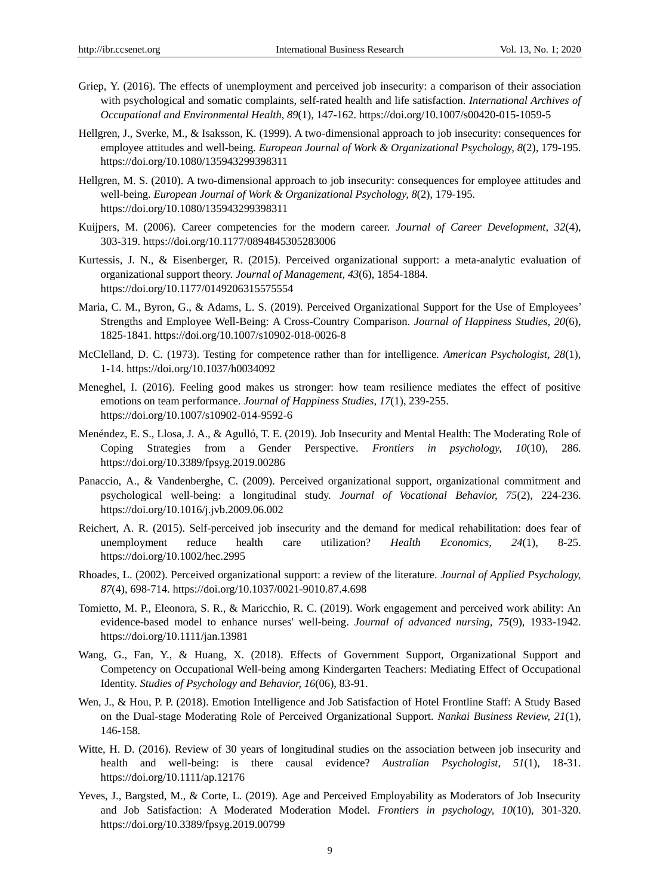Griep, Y. (2016). The effects of unemployment and perceived job insecurity: a comparison of their association with psychological and somatic complaints, self-rated health and life satisfaction. *International Archives of Occupational and Environmental Health, 89*(1), 147-162. https://doi.org/10.1007/s00420-015-1059-5

Hellgren, J., Sverke, M., & Isaksson, K. (1999). A two-dimensional approach to job insecurity: consequences for employee attitudes and well-being. *European Journal of Work & Organizational Psychology, 8*(2), 179-195. https://doi.org/10.1080/135943299398311

Hellgren, M. S. (2010). A two-dimensional approach to job insecurity: consequences for employee attitudes and well-being. *European Journal of Work & Organizational Psychology, 8*(2), 179-195. https://doi.org/10.1080/135943299398311

Kuijpers, M. (2006). Career competencies for the modern career. *Journal of Career Development, 32*(4), 303-319. https://doi.org/10.1177/0894845305283006

Kurtessis, J. N., & Eisenberger, R. (2015). Perceived organizational support: a meta-analytic evaluation of organizational support theory. *Journal of Management, 43*(6), 1854-1884. https://doi.org/10.1177/0149206315575554

Maria, C. M., Byron, G., & Adams, L. S. (2019). Perceived Organizational Support for the Use of Employees' Strengths and Employee Well-Being: A Cross-Country Comparison. *Journal of Happiness Studies, 20*(6), 1825-1841. https://doi.org/10.1007/s10902-018-0026-8

McClelland, D. C. (1973). Testing for competence rather than for intelligence. *American Psychologist, 28*(1), 1-14. https://doi.org/10.1037/h0034092

Meneghel, I. (2016). Feeling good makes us stronger: how team resilience mediates the effect of positive emotions on team performance. *Journal of Happiness Studies, 17*(1), 239-255. https://doi.org/10.1007/s10902-014-9592-6

Menéndez, E. S., Llosa, J. A., & Agulló, T. E. (2019). Job Insecurity and Mental Health: The Moderating Role of Coping Strategies from a Gender Perspective. *Frontiers in psychology, 10*(10), 286. https://doi.org/10.3389/fpsyg.2019.00286

Panaccio, A., & Vandenberghe, C. (2009). Perceived organizational support, organizational commitment and psychological well-being: a longitudinal study. *Journal of Vocational Behavior, 75*(2), 224-236. https://doi.org/10.1016/j.jvb.2009.06.002

Reichert, A. R. (2015). Self-perceived job insecurity and the demand for medical rehabilitation: does fear of unemployment reduce health care utilization? *Health Economics, 24*(1), 8-25. https://doi.org/10.1002/hec.2995

Rhoades, L. (2002). Perceived organizational support: a review of the literature. *Journal of Applied Psychology, 87*(4), 698-714. https://doi.org/10.1037/0021-9010.87.4.698

Tomietto, M. P., Eleonora, S. R., & Maricchio, R. C. (2019). Work engagement and perceived work ability: An evidence-based model to enhance nurses' well-being. *Journal of advanced nursing, 75*(9), 1933-1942. https://doi.org/10.1111/jan.13981

Wang, G., Fan, Y., & Huang, X. (2018). Effects of Government Support, Organizational Support and Competency on Occupational Well-being among Kindergarten Teachers: Mediating Effect of Occupational Identity. *Studies of Psychology and Behavior, 16*(06), 83-91.

Wen, J., & Hou, P. P. (2018). Emotion Intelligence and Job Satisfaction of Hotel Frontline Staff: A Study Based on the Dual-stage Moderating Role of Perceived Organizational Support. *Nankai Business Review, 21*(1), 146-158.

Witte, H. D. (2016). Review of 30 years of longitudinal studies on the association between job insecurity and health and well-being: is there causal evidence? *Australian Psychologist, 51*(1), 18-31. https://doi.org/10.1111/ap.12176

Yeves, J., Bargsted, M., & Corte, L. (2019). Age and Perceived Employability as Moderators of Job Insecurity and Job Satisfaction: A Moderated Moderation Model. *Frontiers in psychology, 10*(10), 301-320. https://doi.org/10.3389/fpsyg.2019.00799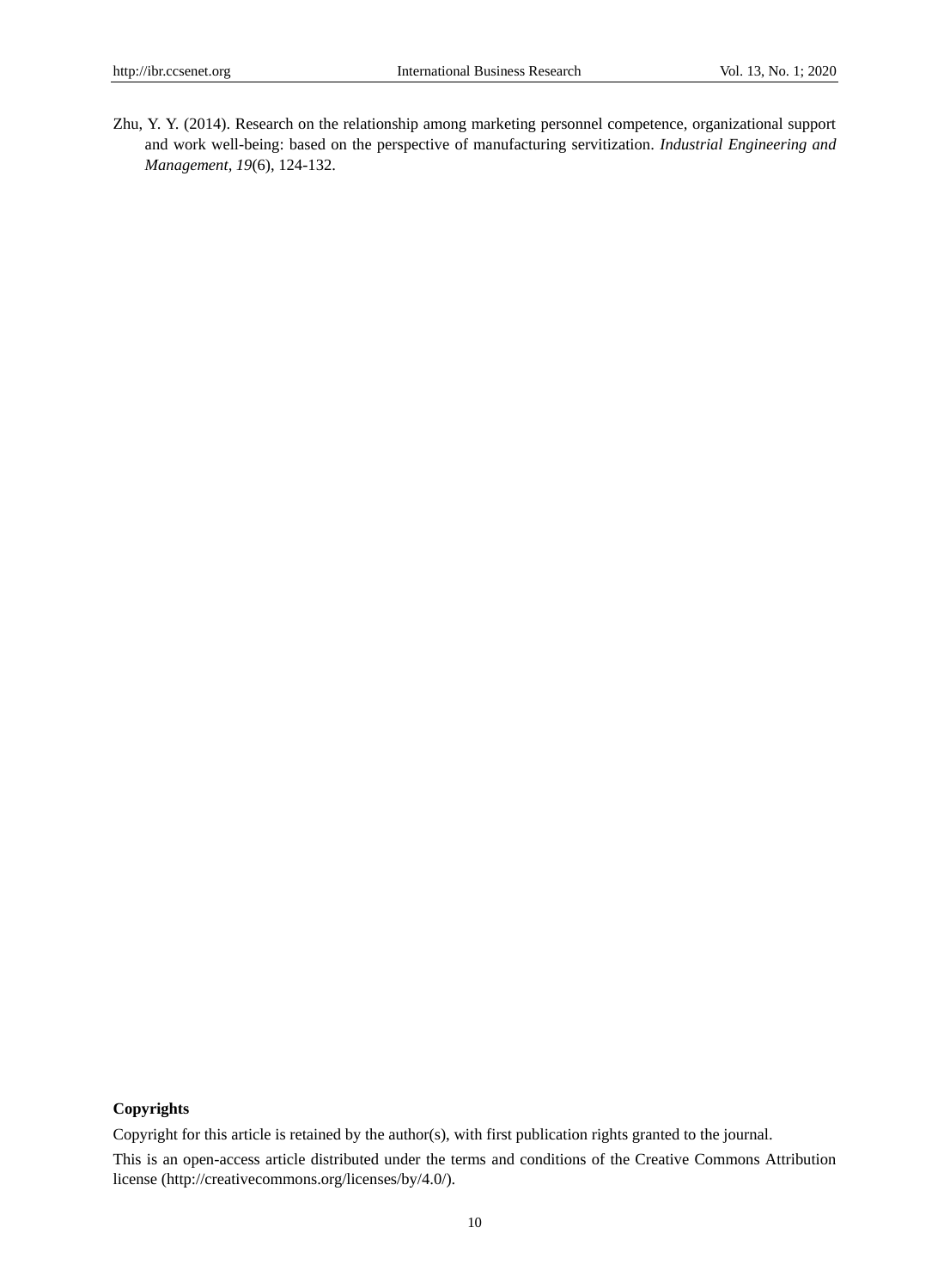Zhu, Y. Y. (2014). Research on the relationship among marketing personnel competence, organizational support and work well-being: based on the perspective of manufacturing servitization. *Industrial Engineering and Management, 19*(6), 124-132.

**Copyrights**

Copyright for this article is retained by the author(s), with first publication rights granted to the journal.

This is an open-access article distributed under the terms and conditions of the Creative Commons Attribution license (http://creativecommons.org/licenses/by/4.0/).